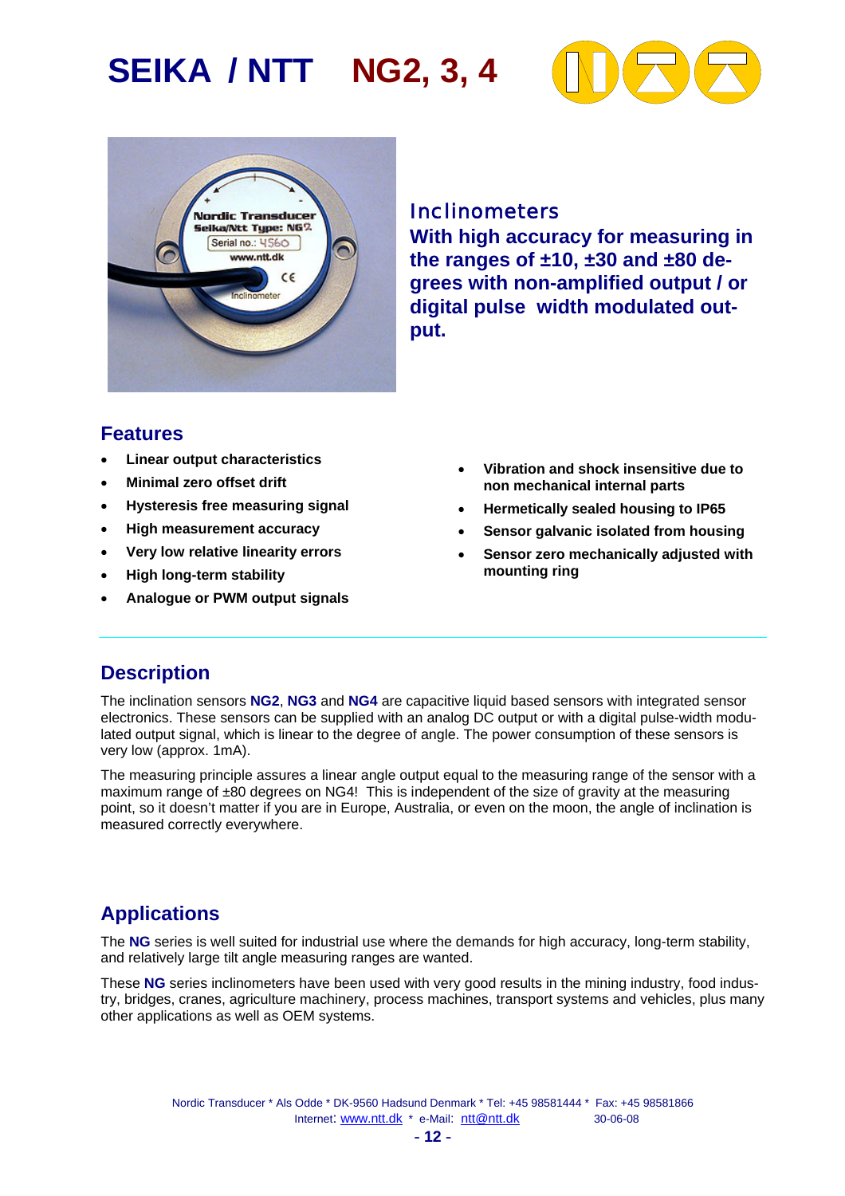# SEIKA / NTT NG2, 3, 4

## Inclinometers

**With high accuracy for measuring in the ranges of ±10, ±30 and ±80 degrees with non-amplified output / or digital pulse width modulated output.**

## Features

- **Linear output characteristics**
- **Minimal zero offset drift**
- **Hysteresis free measuring signal**
- **High measurement accuracy**
- **Very low relative linearity errors**
- **High long-term stability**
- **Analogue or PWM output signals**
- **Vibration and shock insensitive due to non mechanical internal parts**
- **Hermetically sealed housing to IP65**
- **Sensor galvanic isolated from housing**
- **Sensor zero mechanically adjusted with mounting ring**

## Description

The inclination sensors **NG2**, **NG3** and **NG4** are capacitive liquid based sensors with integrated sensor electronics. These sensors can be supplied with an analog DC output or with a digital pulse-width modulated output signal, which is linear to the degree of angle. The power consumption of these sensors is very low (approx. 1mA).

The measuring principle assures a linear angle output equal to the measuring range of the sensor with a maximum range of ±80 degrees on NG4! This is independent of the size of gravity at the measuring point, so it doesn't matter if you are in Europe, Australia, or even on the moon, the angle of inclination is measured correctly everywhere.

## Applications

The **NG** series is well suited for industrial use where the demands for high accuracy, long-term stability, and relatively large tilt angle measuring ranges are wanted.

These **NG** series inclinometers have been used with very good results in the mining industry, food industry, bridges, cranes, agriculture machinery, process machines, transport systems and vehicles, plus many other applications as well as OEM systems.

Nordic Transducer * Als Odde * DK-9560 Hadsund Denmark * Tel: +45 98581444 * Fax: +45 98581866
Internet: www.ntt.dk * e-Mail: ntt@ntt.dk 30-06-08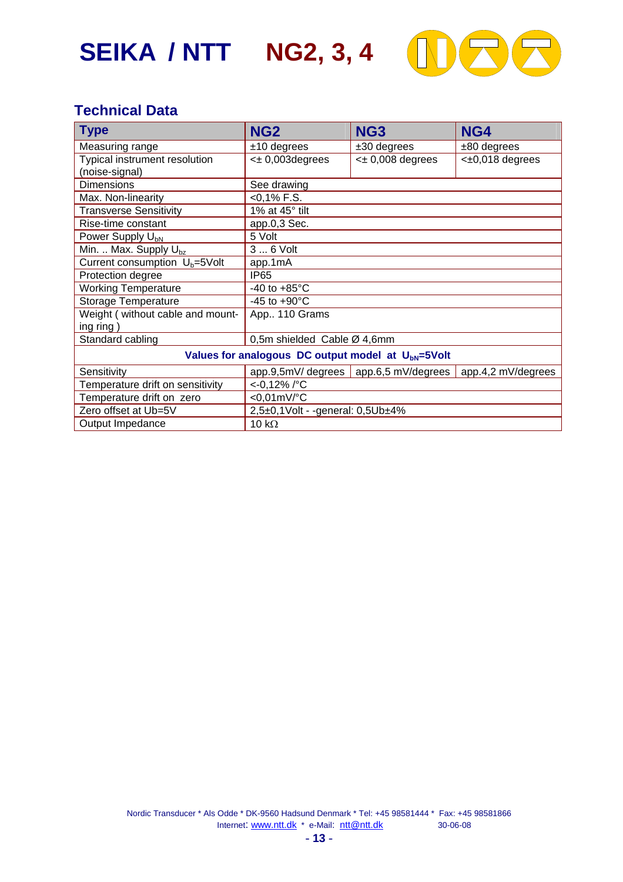# SEIKA / NTT NG2, 3, 4

## Technical Data

| Type | NG2 | NG3 | NG4 |
|---|---|---|---|
| Measuring range | ±10 degrees | ±30 degrees | ±80 degrees |
| Typical instrument resolution (noise-signal) | <± 0,003degrees | <± 0,008 degrees | <±0,018 degrees |
| Dimensions | See drawing | | |
| Max. Non-linearity | <0,1% F.S. | | |
| Transverse Sensitivity | 1% at 45° tilt | | |
| Rise-time constant | app.0,3 Sec. | | |
| Power Supply $U_{bN}$ | 5 Volt | | |
| Min. .. Max. Supply $U_{bz}$ | 3 ... 6 Volt | | |
| Current consumption $U_b$=5Volt | app.1mA | | |
| Protection degree | IP65 | | |
| Working Temperature | -40 to +85°C | | |
| Storage Temperature | -45 to +90°C | | |
| Weight ( without cable and mounting ring ) | App.. 110 Grams | | |
| Standard cabling | 0,5m shielded Cable Ø 4,6mm | | |
| **Values for analogous DC output model at $U_{bN}$=5Volt** | | | |
| Sensitivity | app.9,5mV/ degrees | app.6,5 mV/degrees | app.4,2 mV/degrees |
| Temperature drift on sensitivity | <-0,12% /°C | | |
| Temperature drift on zero | <0,01mV/°C | | |
| Zero offset at Ub=5V | 2,5±0,1Volt - -general: 0,5Ub±4% | | |
| Output Impedance | 10 kΩ | | |

Nordic Transducer * Als Odde * DK-9560 Hadsund Denmark * Tel: +45 98581444 * Fax: +45 98581866
Internet: www.ntt.dk * e-Mail: ntt@ntt.dk 30-06-08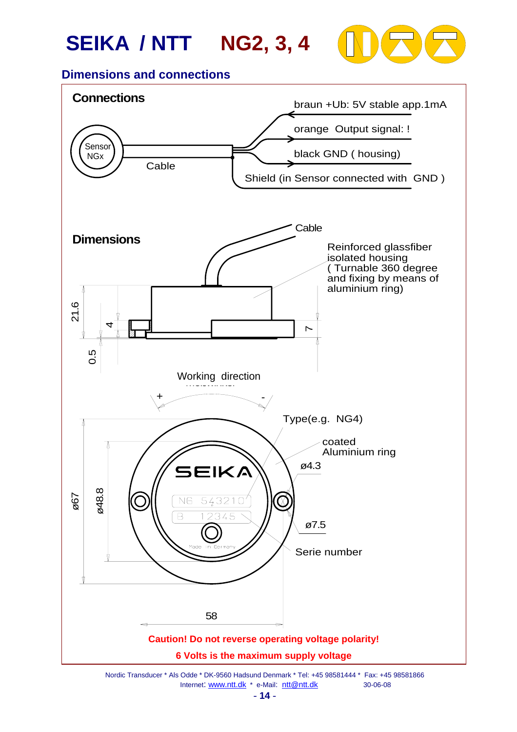# SEIKA / NTT NG2, 3, 4

## Dimensions and connections

### Connections

Sensor NGx

Cable

braun +Ub: 5V stable app.1mA

orange Output signal: !

black GND ( housing)

Shield (in Sensor connected with GND )

### Dimensions

Cable

Reinforced glassfiber isolated housing ( Turnable 360 degree and fixing by means of aluminium ring)

21.6

4

7

0.5

Working direction

\+

\-

Type(e.g. NG4)

coated Aluminium ring

ø4.3

ø7.5

Serie number

ø67

ø48.8

58

SEIKA

NG 543210

B 12345

Made in Germany

**Caution! Do not reverse operating voltage polarity!**

**6 Volts is the maximum supply voltage**

Nordic Transducer * Als Odde * DK-9560 Hadsund Denmark * Tel: +45 98581444 * Fax: +45 98581866
Internet: www.ntt.dk * e-Mail: ntt@ntt.dk 30-06-08